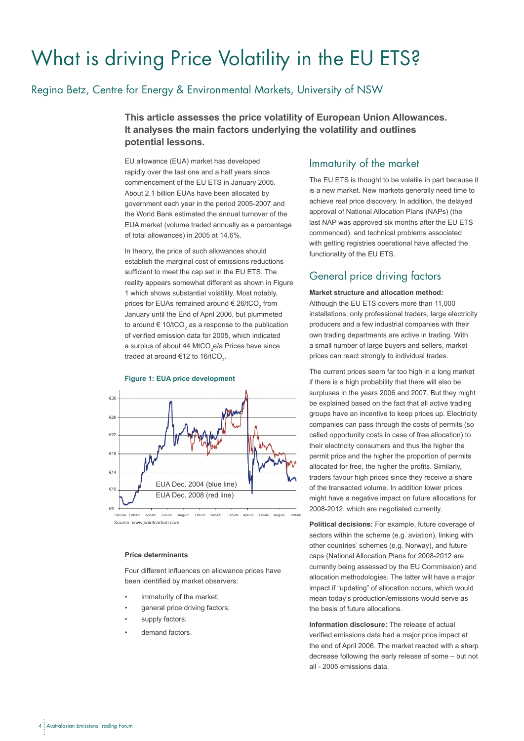# What is driving Price Volatility in the EU ETS?

## Regina Betz, Centre for Energy & Environmental Markets, University of NSW

**This article assesses the price volatility of European Union Allowances. It analyses the main factors underlying the volatility and outlines potential lessons.**

EU allowance (EUA) market has developed rapidly over the last one and a half years since commencement of the EU ETS in January 2005. About 2.1 billion EUAs have been allocated by government each year in the period 2005-2007 and the World Bank estimated the annual turnover of the EUA market (volume traded annually as a percentage of total allowances) in 2005 at 14.6%.

In theory, the price of such allowances should establish the marginal cost of emissions reductions sufficient to meet the cap set in the EU ETS. The reality appears somewhat different as shown in Figure 1 which shows substantial volatility. Most notably, prices for EUAs remained around € 26/t$CO_2$ from January until the End of April 2006, but plummeted to around € 10/t$CO_2$ as a response to the publication of verified emission data for 2005, which indicated a surplus of about 44 Mt$CO_2$e/a Prices have since traded at around €12 to 16/t$CO_2$.

**Figure 1: EUA price development**

EUA Dec. 2004 (blue line)
EUA Dec. 2008 (red line)

*Source: www.pointcarbon.com*

#### Price determinants

Four different influences on allowance prices have been identified by market observers:

- immaturity of the market;
- general price driving factors;
- supply factors;
- demand factors.

### Immaturity of the market

The EU ETS is thought to be volatile in part because it is a new market. New markets generally need time to achieve real price discovery. In addition, the delayed approval of National Allocation Plans (NAPs) (the last NAP was approved six months after the EU ETS commenced), and technical problems associated with getting registries operational have affected the functionality of the EU ETS.

### General price driving factors

**Market structure and allocation method:** Although the EU ETS covers more than 11,000 installations, only professional traders, large electricity producers and a few industrial companies with their own trading departments are active in trading. With a small number of large buyers and sellers, market prices can react strongly to individual trades.

The current prices seem far too high in a long market if there is a high probability that there will also be surpluses in the years 2006 and 2007. But they might be explained based on the fact that all active trading groups have an incentive to keep prices up. Electricity companies can pass through the costs of permits (so called opportunity costs in case of free allocation) to their electricity consumers and thus the higher the permit price and the higher the proportion of permits allocated for free, the higher the profits. Similarly, traders favour high prices since they receive a share of the transacted volume. In addition lower prices might have a negative impact on future allocations for 2008-2012, which are negotiated currently.

**Political decisions:** For example, future coverage of sectors within the scheme (e.g. aviation), linking with other countries' schemes (e.g. Norway), and future caps (National Allocation Plans for 2008-2012 are currently being assessed by the EU Commission) and allocation methodologies. The latter will have a major impact if "updating" of allocation occurs, which would mean today's production/emissions would serve as the basis of future allocations.

**Information disclosure:** The release of actual verified emissions data had a major price impact at the end of April 2006. The market reacted with a sharp decrease following the early release of some – but not all - 2005 emissions data.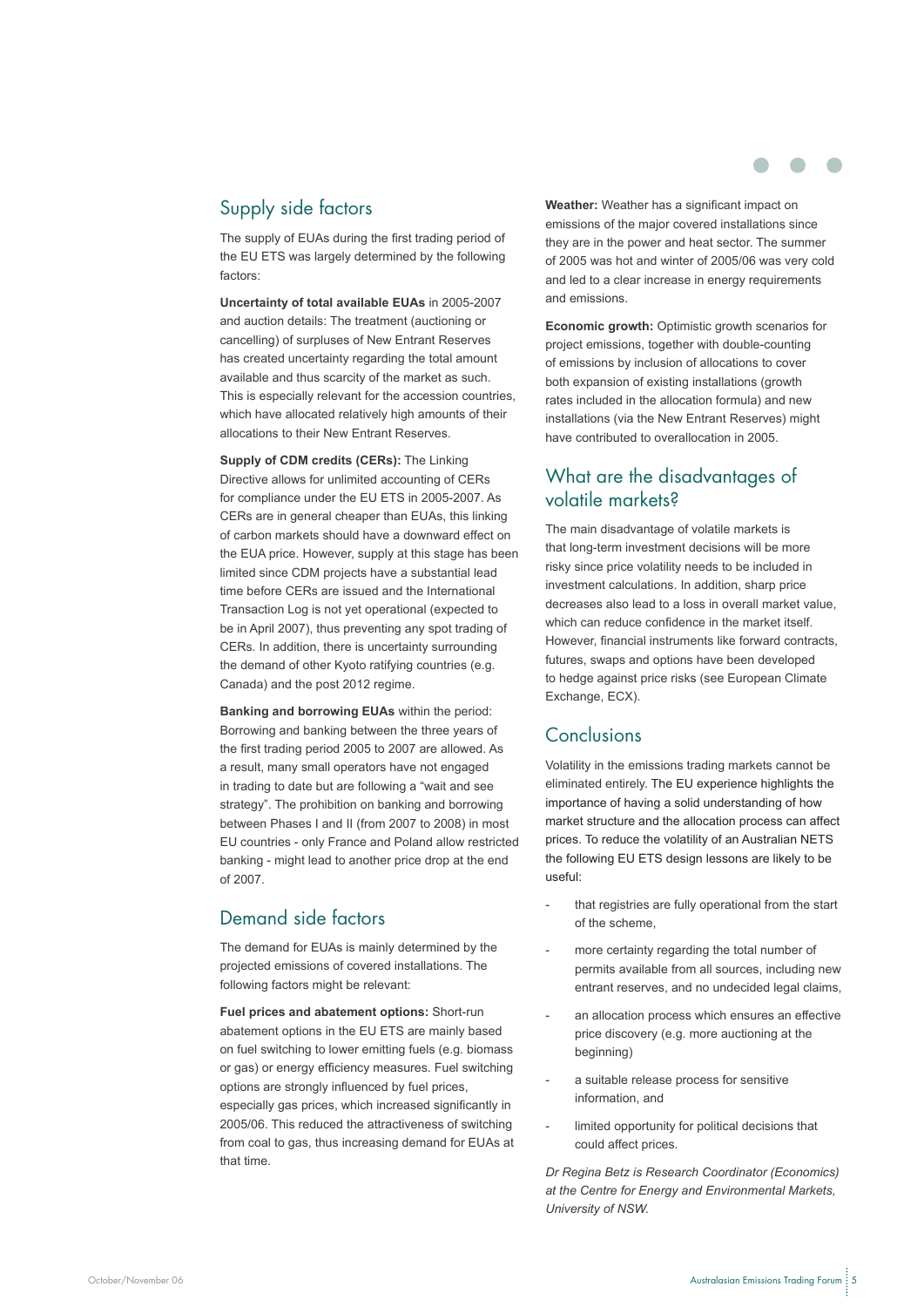## Supply side factors

The supply of EUAs during the first trading period of the EU ETS was largely determined by the following factors:

**Uncertainty of total available EUAs** in 2005-2007 and auction details: The treatment (auctioning or cancelling) of surpluses of New Entrant Reserves has created uncertainty regarding the total amount available and thus scarcity of the market as such. This is especially relevant for the accession countries, which have allocated relatively high amounts of their allocations to their New Entrant Reserves.

**Supply of CDM credits (CERs):** The Linking Directive allows for unlimited accounting of CERs for compliance under the EU ETS in 2005-2007. As CERs are in general cheaper than EUAs, this linking of carbon markets should have a downward effect on the EUA price. However, supply at this stage has been limited since CDM projects have a substantial lead time before CERs are issued and the International Transaction Log is not yet operational (expected to be in April 2007), thus preventing any spot trading of CERs. In addition, there is uncertainty surrounding the demand of other Kyoto ratifying countries (e.g. Canada) and the post 2012 regime.

**Banking and borrowing EUAs** within the period: Borrowing and banking between the three years of the first trading period 2005 to 2007 are allowed. As a result, many small operators have not engaged in trading to date but are following a "wait and see strategy". The prohibition on banking and borrowing between Phases I and II (from 2007 to 2008) in most EU countries - only France and Poland allow restricted banking - might lead to another price drop at the end of 2007.

## Demand side factors

The demand for EUAs is mainly determined by the projected emissions of covered installations. The following factors might be relevant:

**Fuel prices and abatement options:** Short-run abatement options in the EU ETS are mainly based on fuel switching to lower emitting fuels (e.g. biomass or gas) or energy efficiency measures. Fuel switching options are strongly influenced by fuel prices, especially gas prices, which increased significantly in 2005/06. This reduced the attractiveness of switching from coal to gas, thus increasing demand for EUAs at that time.

**Weather:** Weather has a significant impact on emissions of the major covered installations since they are in the power and heat sector. The summer of 2005 was hot and winter of 2005/06 was very cold and led to a clear increase in energy requirements and emissions.

**Economic growth:** Optimistic growth scenarios for project emissions, together with double-counting of emissions by inclusion of allocations to cover both expansion of existing installations (growth rates included in the allocation formula) and new installations (via the New Entrant Reserves) might have contributed to overallocation in 2005.

## What are the disadvantages of volatile markets?

The main disadvantage of volatile markets is that long-term investment decisions will be more risky since price volatility needs to be included in investment calculations. In addition, sharp price decreases also lead to a loss in overall market value, which can reduce confidence in the market itself. However, financial instruments like forward contracts, futures, swaps and options have been developed to hedge against price risks (see European Climate Exchange, ECX).

## Conclusions

Volatility in the emissions trading markets cannot be eliminated entirely. The EU experience highlights the importance of having a solid understanding of how market structure and the allocation process can affect prices. To reduce the volatility of an Australian NETS the following EU ETS design lessons are likely to be useful:

- that registries are fully operational from the start of the scheme,
- more certainty regarding the total number of permits available from all sources, including new entrant reserves, and no undecided legal claims,
- an allocation process which ensures an effective price discovery (e.g. more auctioning at the beginning)
- a suitable release process for sensitive information, and
- limited opportunity for political decisions that could affect prices.

*Dr Regina Betz is Research Coordinator (Economics) at the Centre for Energy and Environmental Markets, University of NSW.*